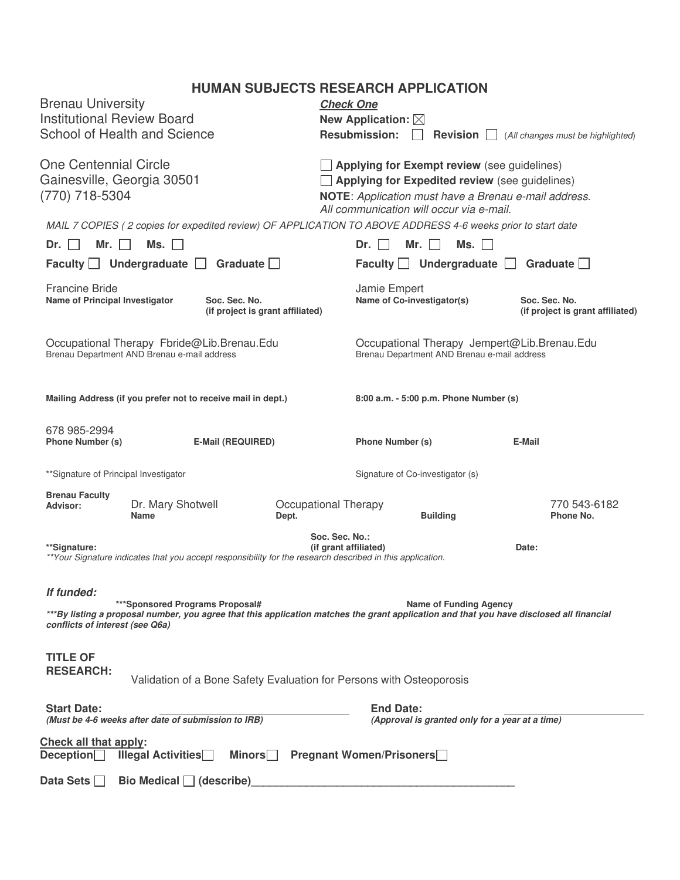# HUMAN SUBJECTS RESEARCH APPLICATION

Brenau University
Institutional Review Board
School of Health and Science

One Centennial Circle
Gainesville, Georgia 30501
(770) 718-5304

***Check One***

**New Application:** ☒
**Resubmission:** ☐ **Revision** ☐ (*All changes must be highlighted*)

☐ **Applying for Exempt review** (see guidelines)
☐ **Applying for Expedited review** (see guidelines)
**NOTE**: *Application must have a Brenau e-mail address. All communication will occur via e-mail.*

*MAIL 7 COPIES ( 2 copies for expedited review) OF APPLICATION TO ABOVE ADDRESS 4-6 weeks prior to start date*

| | |
|---|---|
| **Dr.** ☐ **Mr.** ☐ **Ms.** ☐ | **Dr.** ☐ **Mr.** ☐ **Ms.** ☐ |
| **Faculty** ☐ **Undergraduate** ☐ **Graduate** ☐ | **Faculty** ☐ **Undergraduate** ☐ **Graduate** ☐ |
| Francine Bride<br>**Name of Principal Investigator** **Soc. Sec. No. (if project is grant affiliated)** | Jamie Empert<br>**Name of Co-investigator(s)** **Soc. Sec. No. (if project is grant affiliated)** |
| Occupational Therapy Fbride@Lib.Brenau.Edu<br>Brenau Department AND Brenau e-mail address | Occupational Therapy Jempert@Lib.Brenau.Edu<br>Brenau Department AND Brenau e-mail address |
| **Mailing Address (if you prefer not to receive mail in dept.)** | **8:00 a.m. - 5:00 p.m. Phone Number (s)** |
| 678 985-2994<br>**Phone Number (s)** **E-Mail (REQUIRED)** | **Phone Number (s)** **E-Mail** |
| **Signature of Principal Investigator | Signature of Co-investigator (s) |

**Brenau Faculty Advisor:** Dr. Mary Shotwell (**Name**) Occupational Therapy (**Dept.**) **Building** 770 543-6182 (**Phone No.**)

**\*\*Signature:** **Soc. Sec. No.: (if grant affiliated)** **Date:**

*\*\*Your Signature indicates that you accept responsibility for the research described in this application.*

***If funded:***

**\*\*\*Sponsored Programs Proposal#** **Name of Funding Agency**

***\*\*\*By listing a proposal number, you agree that this application matches the grant application and that you have disclosed all financial conflicts of interest (see Q6a)***

**TITLE OF RESEARCH:** Validation of a Bone Safety Evaluation for Persons with Osteoporosis

**Start Date:** ______________________ **End Date:** ______________________
***(Must be 4-6 weeks after date of submission to IRB)*** ***(Approval is granted only for a year at a time)***

**Check all that apply:**
**Deception** ☐ **Illegal Activities** ☐ **Minors** ☐ **Pregnant Women/Prisoners** ☐

**Data Sets** ☐ **Bio Medical** ☐ **(describe)**__________________________________________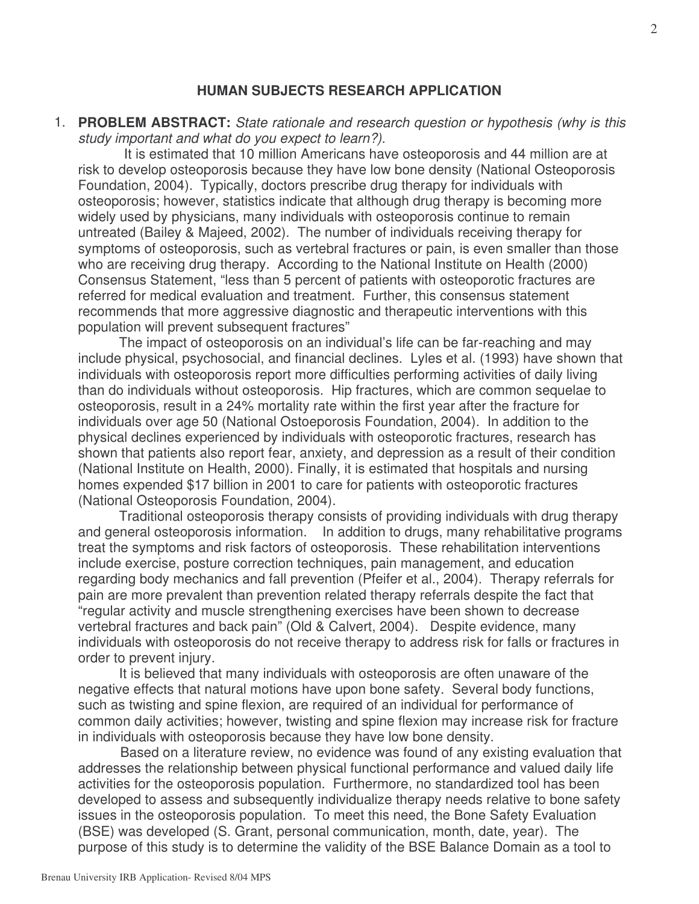## HUMAN SUBJECTS RESEARCH APPLICATION

1. **PROBLEM ABSTRACT:** *State rationale and research question or hypothesis (why is this study important and what do you expect to learn?)*.

It is estimated that 10 million Americans have osteoporosis and 44 million are at risk to develop osteoporosis because they have low bone density (National Osteoporosis Foundation, 2004). Typically, doctors prescribe drug therapy for individuals with osteoporosis; however, statistics indicate that although drug therapy is becoming more widely used by physicians, many individuals with osteoporosis continue to remain untreated (Bailey & Majeed, 2002). The number of individuals receiving therapy for symptoms of osteoporosis, such as vertebral fractures or pain, is even smaller than those who are receiving drug therapy. According to the National Institute on Health (2000) Consensus Statement, "less than 5 percent of patients with osteoporotic fractures are referred for medical evaluation and treatment. Further, this consensus statement recommends that more aggressive diagnostic and therapeutic interventions with this population will prevent subsequent fractures"

The impact of osteoporosis on an individual's life can be far-reaching and may include physical, psychosocial, and financial declines. Lyles et al. (1993) have shown that individuals with osteoporosis report more difficulties performing activities of daily living than do individuals without osteoporosis. Hip fractures, which are common sequelae to osteoporosis, result in a 24% mortality rate within the first year after the fracture for individuals over age 50 (National Ostoeporosis Foundation, 2004). In addition to the physical declines experienced by individuals with osteoporotic fractures, research has shown that patients also report fear, anxiety, and depression as a result of their condition (National Institute on Health, 2000). Finally, it is estimated that hospitals and nursing homes expended $17 billion in 2001 to care for patients with osteoporotic fractures (National Osteoporosis Foundation, 2004).

Traditional osteoporosis therapy consists of providing individuals with drug therapy and general osteoporosis information. In addition to drugs, many rehabilitative programs treat the symptoms and risk factors of osteoporosis. These rehabilitation interventions include exercise, posture correction techniques, pain management, and education regarding body mechanics and fall prevention (Pfeifer et al., 2004). Therapy referrals for pain are more prevalent than prevention related therapy referrals despite the fact that "regular activity and muscle strengthening exercises have been shown to decrease vertebral fractures and back pain" (Old & Calvert, 2004). Despite evidence, many individuals with osteoporosis do not receive therapy to address risk for falls or fractures in order to prevent injury.

It is believed that many individuals with osteoporosis are often unaware of the negative effects that natural motions have upon bone safety. Several body functions, such as twisting and spine flexion, are required of an individual for performance of common daily activities; however, twisting and spine flexion may increase risk for fracture in individuals with osteoporosis because they have low bone density.

Based on a literature review, no evidence was found of any existing evaluation that addresses the relationship between physical functional performance and valued daily life activities for the osteoporosis population. Furthermore, no standardized tool has been developed to assess and subsequently individualize therapy needs relative to bone safety issues in the osteoporosis population. To meet this need, the Bone Safety Evaluation (BSE) was developed (S. Grant, personal communication, month, date, year). The purpose of this study is to determine the validity of the BSE Balance Domain as a tool to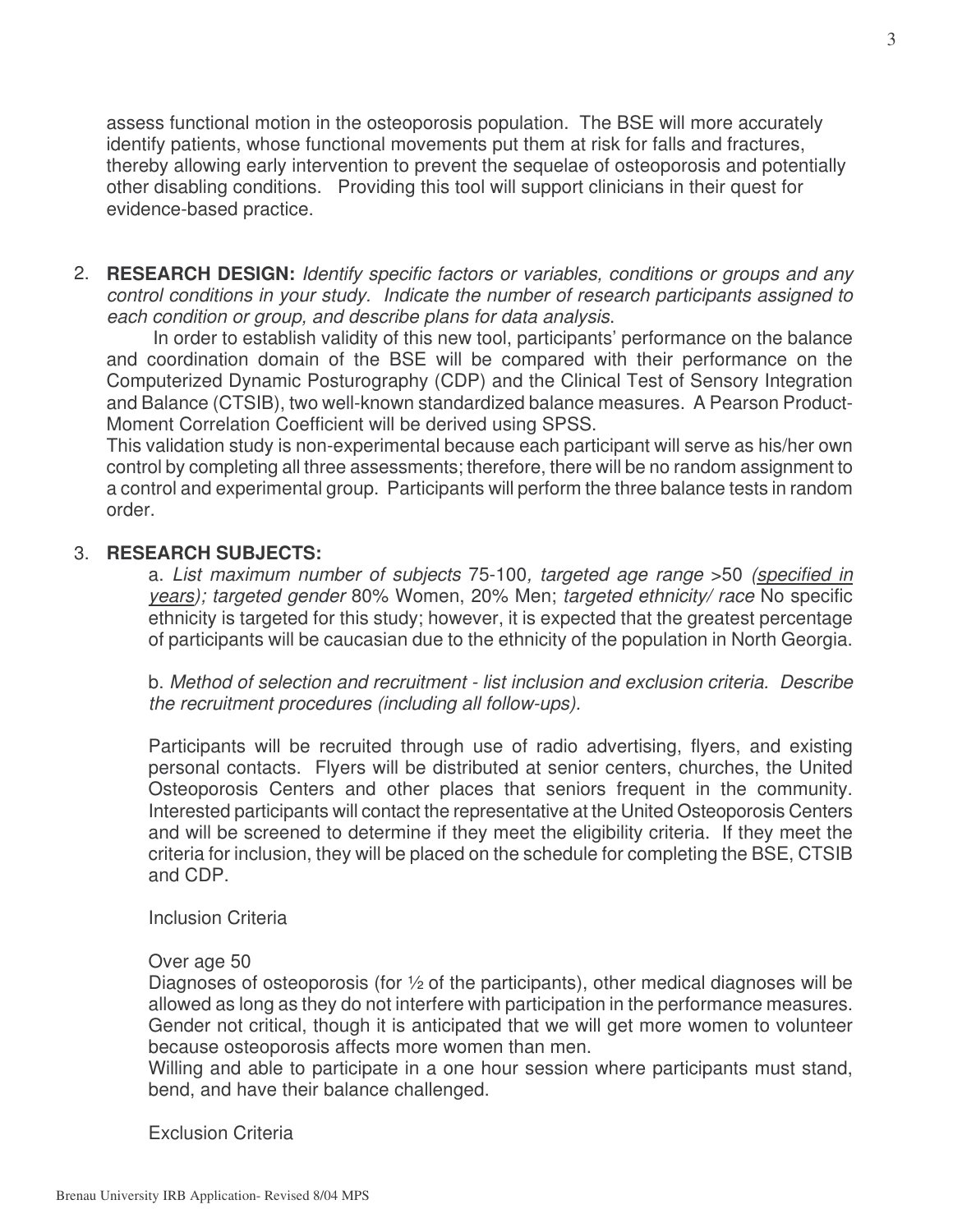assess functional motion in the osteoporosis population. The BSE will more accurately identify patients, whose functional movements put them at risk for falls and fractures, thereby allowing early intervention to prevent the sequelae of osteoporosis and potentially other disabling conditions. Providing this tool will support clinicians in their quest for evidence-based practice.

2. **RESEARCH DESIGN:** *Identify specific factors or variables, conditions or groups and any control conditions in your study. Indicate the number of research participants assigned to each condition or group, and describe plans for data analysis.*

   In order to establish validity of this new tool, participants' performance on the balance and coordination domain of the BSE will be compared with their performance on the Computerized Dynamic Posturography (CDP) and the Clinical Test of Sensory Integration and Balance (CTSIB), two well-known standardized balance measures. A Pearson Product-Moment Correlation Coefficient will be derived using SPSS.

   This validation study is non-experimental because each participant will serve as his/her own control by completing all three assessments; therefore, there will be no random assignment to a control and experimental group. Participants will perform the three balance tests in random order.

3. **RESEARCH SUBJECTS:**

   a. *List maximum number of subjects* 75-100*, targeted age range* >50 *(<u>specified in years</u>); targeted gender* 80% Women, 20% Men; *targeted ethnicity/ race* No specific ethnicity is targeted for this study; however, it is expected that the greatest percentage of participants will be caucasian due to the ethnicity of the population in North Georgia.

   b. *Method of selection and recruitment - list inclusion and exclusion criteria. Describe the recruitment procedures (including all follow-ups).*

   Participants will be recruited through use of radio advertising, flyers, and existing personal contacts. Flyers will be distributed at senior centers, churches, the United Osteoporosis Centers and other places that seniors frequent in the community. Interested participants will contact the representative at the United Osteoporosis Centers and will be screened to determine if they meet the eligibility criteria. If they meet the criteria for inclusion, they will be placed on the schedule for completing the BSE, CTSIB and CDP.

   Inclusion Criteria

   Over age 50
   Diagnoses of osteoporosis (for ½ of the participants), other medical diagnoses will be allowed as long as they do not interfere with participation in the performance measures.
   Gender not critical, though it is anticipated that we will get more women to volunteer because osteoporosis affects more women than men.
   Willing and able to participate in a one hour session where participants must stand, bend, and have their balance challenged.

   Exclusion Criteria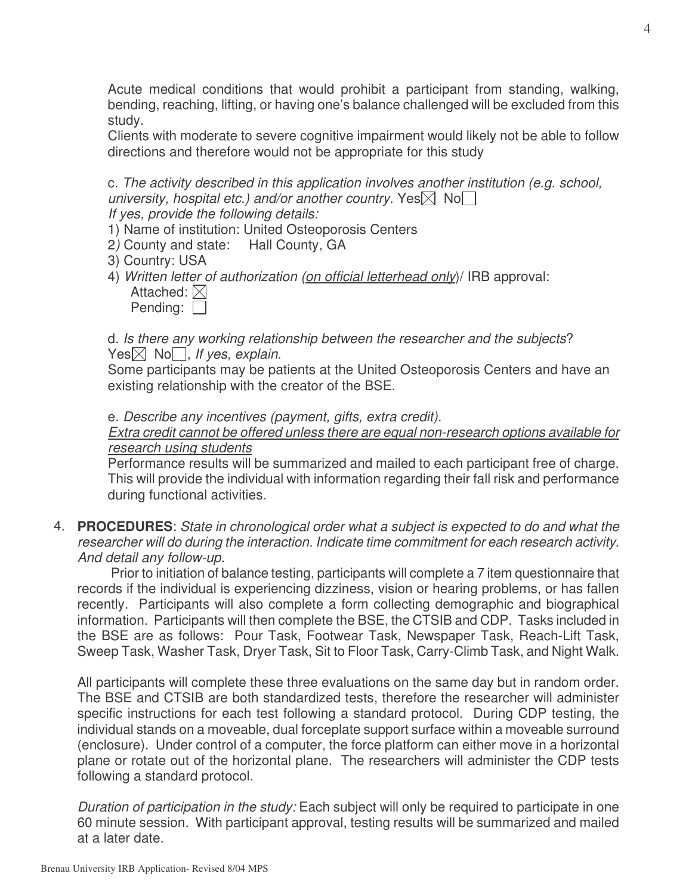Acute medical conditions that would prohibit a participant from standing, walking, bending, reaching, lifting, or having one's balance challenged will be excluded from this study.

Clients with moderate to severe cognitive impairment would likely not be able to follow directions and therefore would not be appropriate for this study

c. *The activity described in this application involves another institution (e.g. school, university, hospital etc.) and/or another country*. Yes☒ No☐

*If yes, provide the following details:*

1) Name of institution: United Osteoporosis Centers
2) County and state: Hall County, GA
3) Country: USA
4) *Written letter of authorization (<u>on official letterhead only</u>)*/ IRB approval:
   Attached: ☒
   Pending: ☐

d. *Is there any working relationship between the researcher and the subjects*? Yes☒ No☐, *If yes, explain*.

Some participants may be patients at the United Osteoporosis Centers and have an existing relationship with the creator of the BSE.

e. *Describe any incentives (payment, gifts, extra credit).*

*<u>Extra credit cannot be offered unless there are equal non-research options available for research using students</u>*

Performance results will be summarized and mailed to each participant free of charge. This will provide the individual with information regarding their fall risk and performance during functional activities.

4. **PROCEDURES**: *State in chronological order what a subject is expected to do and what the researcher will do during the interaction. Indicate time commitment for each research activity. And detail any follow-up.*

Prior to initiation of balance testing, participants will complete a 7 item questionnaire that records if the individual is experiencing dizziness, vision or hearing problems, or has fallen recently. Participants will also complete a form collecting demographic and biographical information. Participants will then complete the BSE, the CTSIB and CDP. Tasks included in the BSE are as follows: Pour Task, Footwear Task, Newspaper Task, Reach-Lift Task, Sweep Task, Washer Task, Dryer Task, Sit to Floor Task, Carry-Climb Task, and Night Walk.

All participants will complete these three evaluations on the same day but in random order. The BSE and CTSIB are both standardized tests, therefore the researcher will administer specific instructions for each test following a standard protocol. During CDP testing, the individual stands on a moveable, dual forceplate support surface within a moveable surround (enclosure). Under control of a computer, the force platform can either move in a horizontal plane or rotate out of the horizontal plane. The researchers will administer the CDP tests following a standard protocol.

*Duration of participation in the study:* Each subject will only be required to participate in one 60 minute session. With participant approval, testing results will be summarized and mailed at a later date.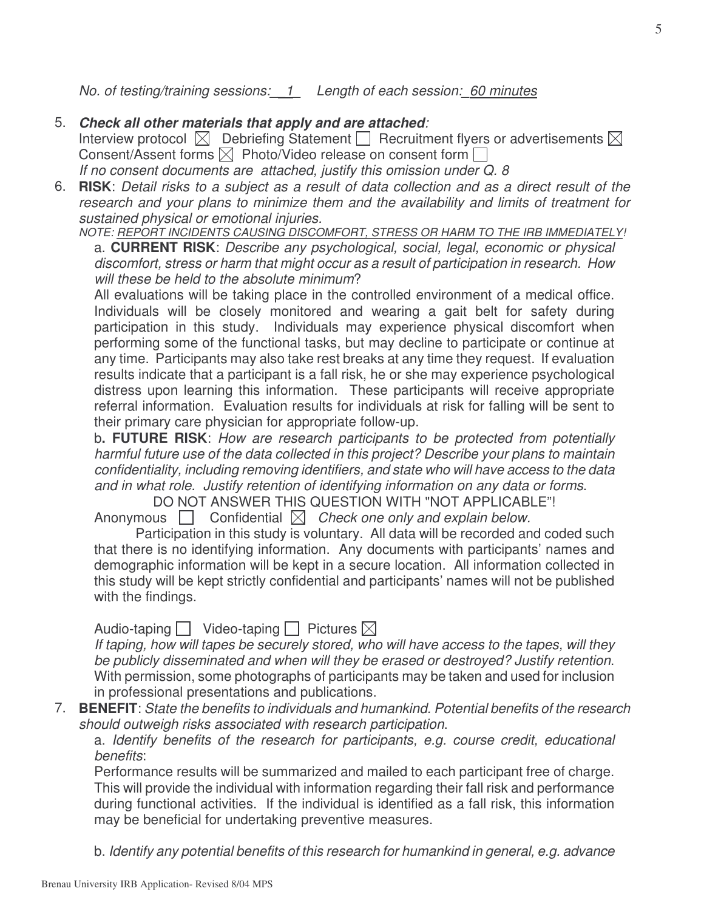*No. of testing/training sessions:* __1__ *Length of each session:* _60 minutes_

5. ***Check all other materials that apply and are attached:***
   Interview protocol ☒ Debriefing Statement ☐ Recruitment flyers or advertisements ☒
   Consent/Assent forms ☒ Photo/Video release on consent form ☐
   *If no consent documents are attached, justify this omission under Q. 8*

6. **RISK**: *Detail risks to a subject as a result of data collection and as a direct result of the research and your plans to minimize them and the availability and limits of treatment for sustained physical or emotional injuries.*
   *NOTE: REPORT INCIDENTS CAUSING DISCOMFORT, STRESS OR HARM TO THE IRB IMMEDIATELY!*

   a. **CURRENT RISK**: *Describe any psychological, social, legal, economic or physical discomfort, stress or harm that might occur as a result of participation in research. How will these be held to the absolute minimum*?

   All evaluations will be taking place in the controlled environment of a medical office. Individuals will be closely monitored and wearing a gait belt for safety during participation in this study. Individuals may experience physical discomfort when performing some of the functional tasks, but may decline to participate or continue at any time. Participants may also take rest breaks at any time they request. If evaluation results indicate that a participant is a fall risk, he or she may experience psychological distress upon learning this information. These participants will receive appropriate referral information. Evaluation results for individuals at risk for falling will be sent to their primary care physician for appropriate follow-up.

   b**. FUTURE RISK**: *How are research participants to be protected from potentially harmful future use of the data collected in this project? Describe your plans to maintain confidentiality, including removing identifiers, and state who will have access to the data and in what role. Justify retention of identifying information on any data or forms.*

   DO NOT ANSWER THIS QUESTION WITH "NOT APPLICABLE"!

   Anonymous ☐ Confidential ☒ *Check one only and explain below.*

   Participation in this study is voluntary. All data will be recorded and coded such that there is no identifying information. Any documents with participants' names and demographic information will be kept in a secure location. All information collected in this study will be kept strictly confidential and participants' names will not be published with the findings.

   Audio-taping ☐ Video-taping ☐ Pictures ☒

   *If taping, how will tapes be securely stored, who will have access to the tapes, will they be publicly disseminated and when will they be erased or destroyed? Justify retention.*
   With permission, some photographs of participants may be taken and used for inclusion in professional presentations and publications.

7. **BENEFIT**: *State the benefits to individuals and humankind. Potential benefits of the research should outweigh risks associated with research participation.*

   a. *Identify benefits of the research for participants, e.g. course credit, educational benefits*:

   Performance results will be summarized and mailed to each participant free of charge. This will provide the individual with information regarding their fall risk and performance during functional activities. If the individual is identified as a fall risk, this information may be beneficial for undertaking preventive measures.

   b. *Identify any potential benefits of this research for humankind in general, e.g. advance*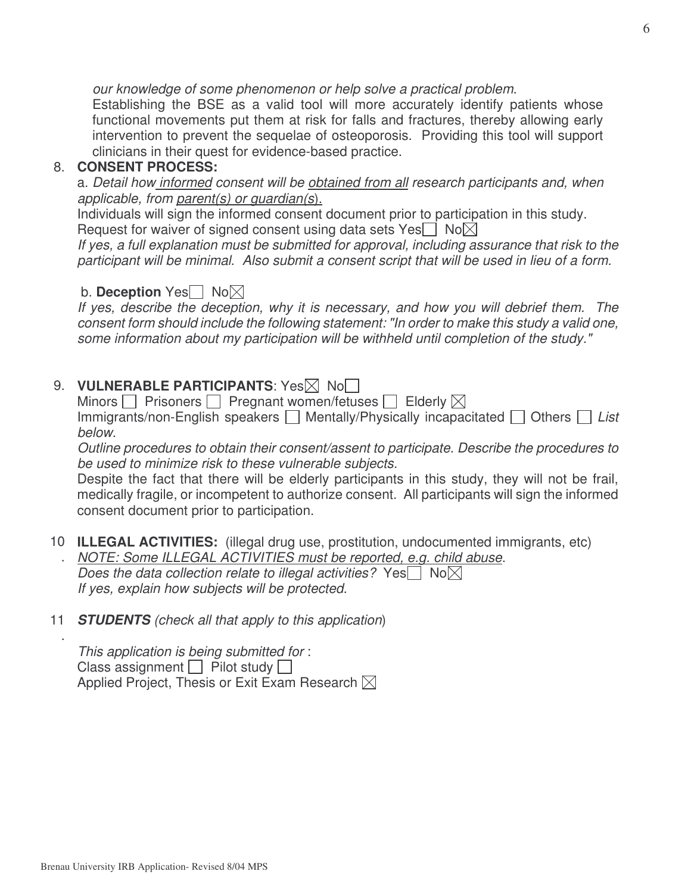*our knowledge of some phenomenon or help solve a practical problem.*

Establishing the BSE as a valid tool will more accurately identify patients whose functional movements put them at risk for falls and fractures, thereby allowing early intervention to prevent the sequelae of osteoporosis. Providing this tool will support clinicians in their quest for evidence-based practice.

8. **CONSENT PROCESS:**

   a. *Detail how informed consent will be obtained from all research participants and, when applicable, from parent(s) or guardian(s).*

   Individuals will sign the informed consent document prior to participation in this study.

   Request for waiver of signed consent using data sets Yes☐ No☒

   *If yes, a full explanation must be submitted for approval, including assurance that risk to the participant will be minimal. Also submit a consent script that will be used in lieu of a form.*

   b. **Deception** Yes☐ No☒

   *If yes, describe the deception, why it is necessary, and how you will debrief them. The consent form should include the following statement: "In order to make this study a valid one, some information about my participation will be withheld until completion of the study."*

9. **VULNERABLE PARTICIPANTS**: Yes☒ No☐

   Minors ☐ Prisoners ☐ Pregnant women/fetuses ☐ Elderly ☒

   Immigrants/non-English speakers ☐ Mentally/Physically incapacitated ☐ Others ☐ *List below.*

   *Outline procedures to obtain their consent/assent to participate. Describe the procedures to be used to minimize risk to these vulnerable subjects.*

   Despite the fact that there will be elderly participants in this study, they will not be frail, medically fragile, or incompetent to authorize consent. All participants will sign the informed consent document prior to participation.

10. **ILLEGAL ACTIVITIES:** (illegal drug use, prostitution, undocumented immigrants, etc)

    *NOTE: Some ILLEGAL ACTIVITIES must be reported, e.g. child abuse.*

    *Does the data collection relate to illegal activities?* Yes☐ No☒

    *If yes, explain how subjects will be protected.*

11. ***STUDENTS*** *(check all that apply to this application)*

    *This application is being submitted for* :

    Class assignment ☐ Pilot study ☐

    Applied Project, Thesis or Exit Exam Research ☒